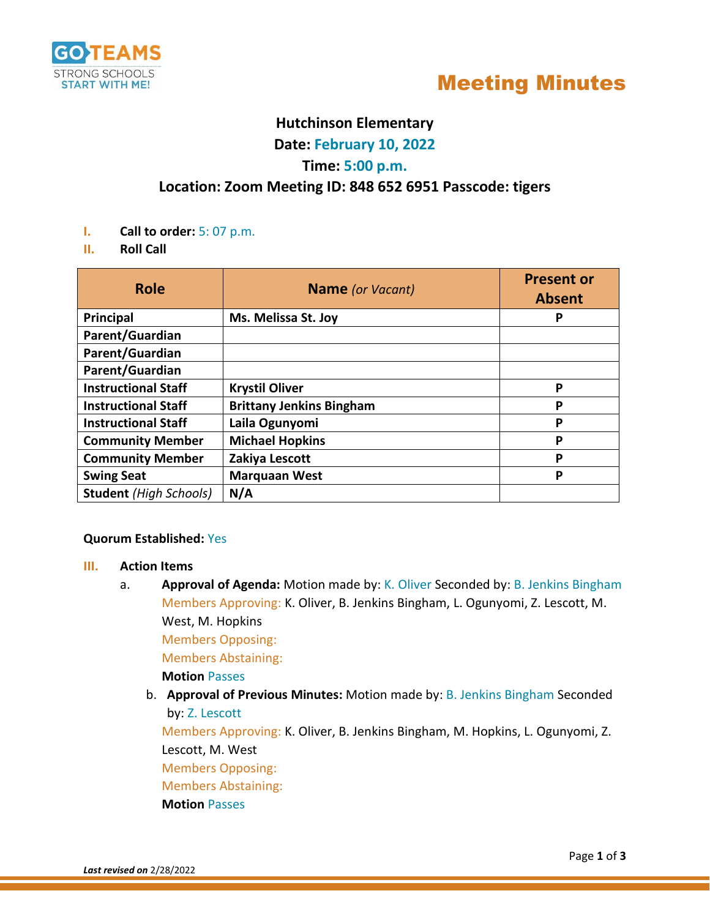GO TEAMS
STRONG SCHOOLS
START WITH ME!

# Meeting Minutes

## Hutchinson Elementary

**Date: February 10, 2022**

**Time: 5:00 p.m.**

**Location: Zoom Meeting ID: 848 652 6951 Passcode: tigers**

I. **Call to order:** 5: 07 p.m.

II. **Roll Call**

| Role | Name *(or Vacant)* | Present or Absent |
|---|---|---|
| **Principal** | **Ms. Melissa St. Joy** | **P** |
| **Parent/Guardian** | | |
| **Parent/Guardian** | | |
| **Parent/Guardian** | | |
| **Instructional Staff** | **Krystil Oliver** | **P** |
| **Instructional Staff** | **Brittany Jenkins Bingham** | **P** |
| **Instructional Staff** | **Laila Ogunyomi** | **P** |
| **Community Member** | **Michael Hopkins** | **P** |
| **Community Member** | **Zakiya Lescott** | **P** |
| **Swing Seat** | **Marquaan West** | **P** |
| **Student** *(High Schools)* | **N/A** | |

**Quorum Established:** Yes

III. **Action Items**

a. **Approval of Agenda:** Motion made by: K. Oliver Seconded by: B. Jenkins Bingham
Members Approving: K. Oliver, B. Jenkins Bingham, L. Ogunyomi, Z. Lescott, M. West, M. Hopkins
Members Opposing:
Members Abstaining:
**Motion** Passes

b. **Approval of Previous Minutes:** Motion made by: B. Jenkins Bingham Seconded by: Z. Lescott
Members Approving: K. Oliver, B. Jenkins Bingham, M. Hopkins, L. Ogunyomi, Z. Lescott, M. West
Members Opposing:
Members Abstaining:
**Motion** Passes

***Last revised on*** 2/28/2022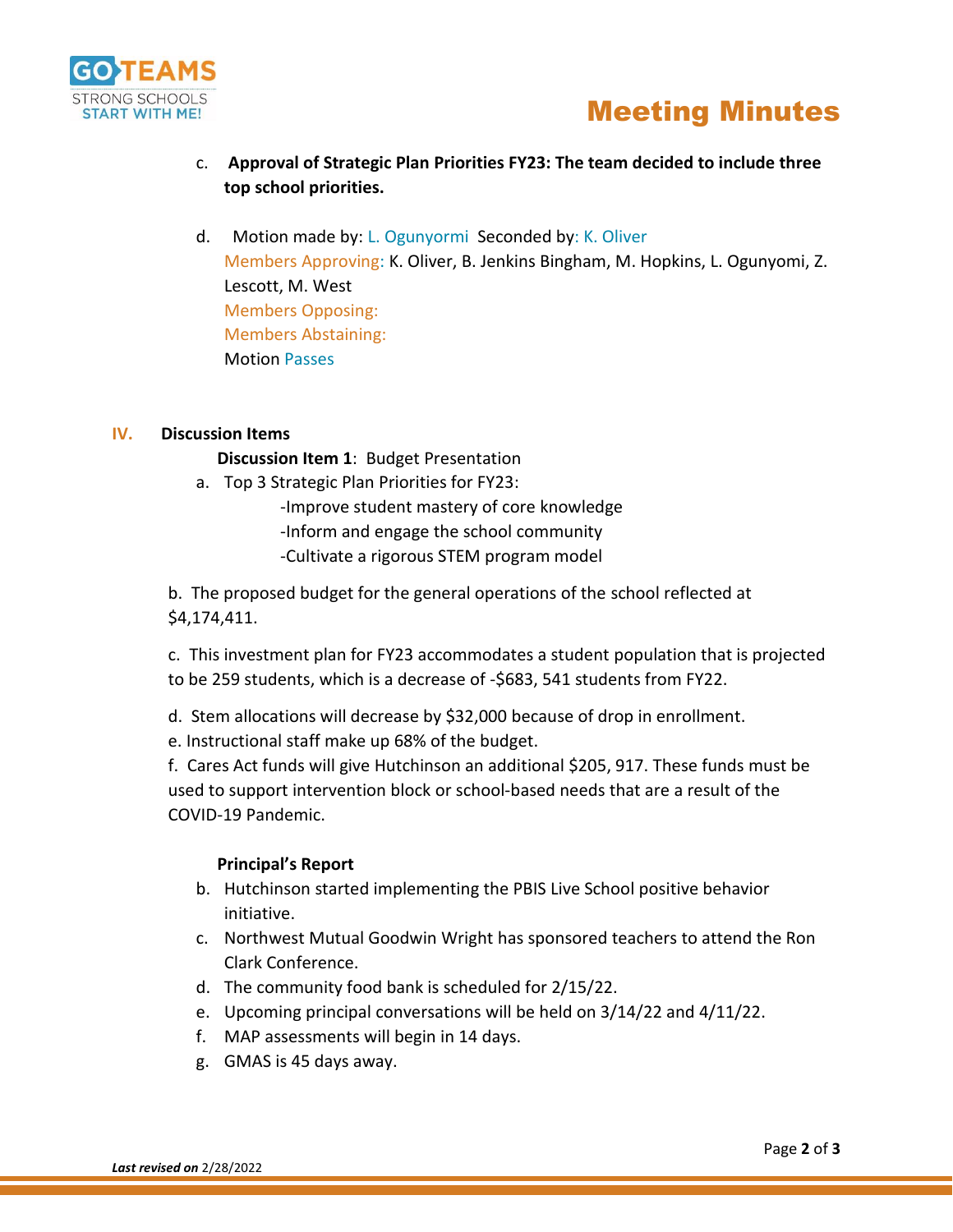c. **Approval of Strategic Plan Priorities FY23: The team decided to include three top school priorities.**

d. Motion made by: L. Ogunyormi Seconded by: K. Oliver
Members Approving: K. Oliver, B. Jenkins Bingham, M. Hopkins, L. Ogunyomi, Z. Lescott, M. West
Members Opposing:
Members Abstaining:
Motion Passes

## IV. Discussion Items

**Discussion Item 1**: Budget Presentation

a. Top 3 Strategic Plan Priorities for FY23:
-Improve student mastery of core knowledge
-Inform and engage the school community
-Cultivate a rigorous STEM program model

b. The proposed budget for the general operations of the school reflected at $4,174,411.

c. This investment plan for FY23 accommodates a student population that is projected to be 259 students, which is a decrease of -$683, 541 students from FY22.

d. Stem allocations will decrease by $32,000 because of drop in enrollment.
e. Instructional staff make up 68% of the budget.
f. Cares Act funds will give Hutchinson an additional $205, 917. These funds must be used to support intervention block or school-based needs that are a result of the COVID-19 Pandemic.

**Principal's Report**

b. Hutchinson started implementing the PBIS Live School positive behavior initiative.
c. Northwest Mutual Goodwin Wright has sponsored teachers to attend the Ron Clark Conference.
d. The community food bank is scheduled for 2/15/22.
e. Upcoming principal conversations will be held on 3/14/22 and 4/11/22.
f. MAP assessments will begin in 14 days.
g. GMAS is 45 days away.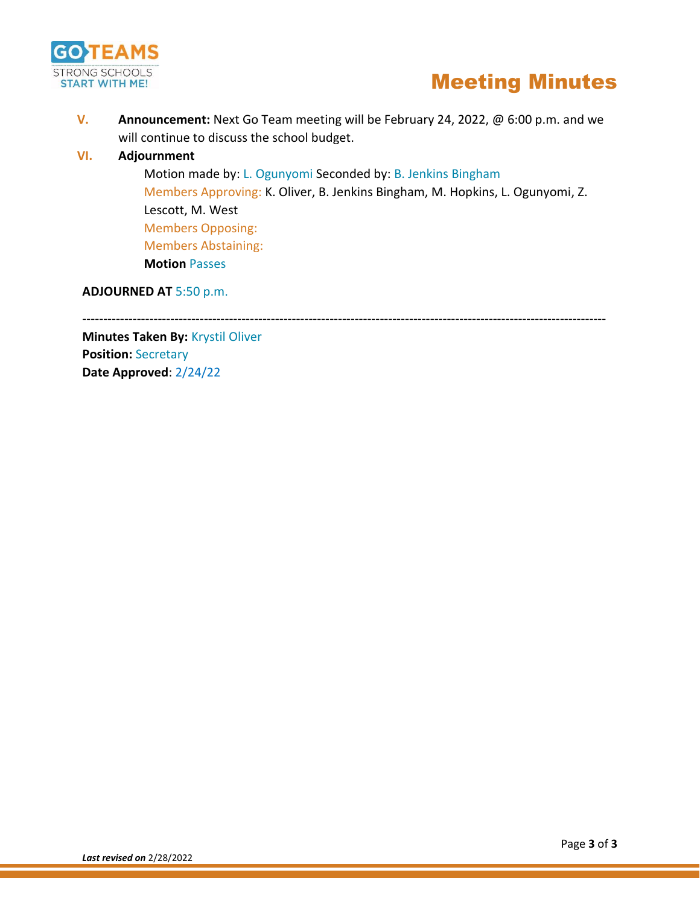# Meeting Minutes

**V.** **Announcement:** Next Go Team meeting will be February 24, 2022, @ 6:00 p.m. and we will continue to discuss the school budget.

**VI.** **Adjournment**

Motion made by: L. Ogunyomi Seconded by: B. Jenkins Bingham

Members Approving: K. Oliver, B. Jenkins Bingham, M. Hopkins, L. Ogunyomi, Z. Lescott, M. West

Members Opposing:

Members Abstaining:

**Motion** Passes

**ADJOURNED AT** 5:50 p.m.

---

**Minutes Taken By:** Krystil Oliver
**Position:** Secretary
**Date Approved**: 2/24/22

***Last revised on*** 2/28/2022